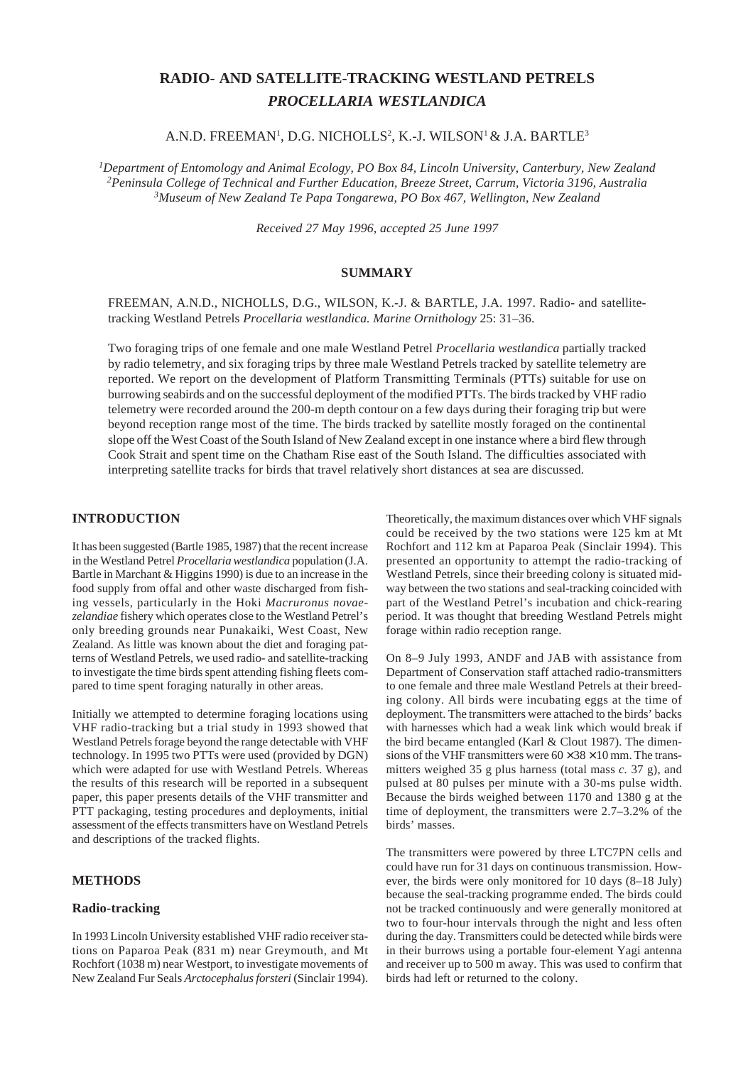# RADIO- AND SATELLITE-TRACKING WESTLAND PETRELS *PROCELLARIA WESTLANDICA*

A.N.D. FREEMAN[1], D.G. NICHOLLS[2], K.-J. WILSON[1] & J.A. BARTLE[3]

[1]*Department of Entomology and Animal Ecology, PO Box 84, Lincoln University, Canterbury, New Zealand*
[2]*Peninsula College of Technical and Further Education, Breeze Street, Carrum, Victoria 3196, Australia*
[3]*Museum of New Zealand Te Papa Tongarewa, PO Box 467, Wellington, New Zealand*

*Received 27 May 1996, accepted 25 June 1997*

## SUMMARY

FREEMAN, A.N.D., NICHOLLS, D.G., WILSON, K.-J. & BARTLE, J.A. 1997. Radio- and satellite-tracking Westland Petrels *Procellaria westlandica. Marine Ornithology* 25: 31–36.

Two foraging trips of one female and one male Westland Petrel *Procellaria westlandica* partially tracked by radio telemetry, and six foraging trips by three male Westland Petrels tracked by satellite telemetry are reported. We report on the development of Platform Transmitting Terminals (PTTs) suitable for use on burrowing seabirds and on the successful deployment of the modified PTTs. The birds tracked by VHF radio telemetry were recorded around the 200-m depth contour on a few days during their foraging trip but were beyond reception range most of the time. The birds tracked by satellite mostly foraged on the continental slope off the West Coast of the South Island of New Zealand except in one instance where a bird flew through Cook Strait and spent time on the Chatham Rise east of the South Island. The difficulties associated with interpreting satellite tracks for birds that travel relatively short distances at sea are discussed.

## INTRODUCTION

It has been suggested (Bartle 1985, 1987) that the recent increase in the Westland Petrel *Procellaria westlandica* population (J.A. Bartle in Marchant & Higgins 1990) is due to an increase in the food supply from offal and other waste discharged from fishing vessels, particularly in the Hoki *Macruronus novaezelandiae* fishery which operates close to the Westland Petrel's only breeding grounds near Punakaiki, West Coast, New Zealand. As little was known about the diet and foraging patterns of Westland Petrels, we used radio- and satellite-tracking to investigate the time birds spent attending fishing fleets compared to time spent foraging naturally in other areas.

Initially we attempted to determine foraging locations using VHF radio-tracking but a trial study in 1993 showed that Westland Petrels forage beyond the range detectable with VHF technology. In 1995 two PTTs were used (provided by DGN) which were adapted for use with Westland Petrels. Whereas the results of this research will be reported in a subsequent paper, this paper presents details of the VHF transmitter and PTT packaging, testing procedures and deployments, initial assessment of the effects transmitters have on Westland Petrels and descriptions of the tracked flights.

## METHODS

### Radio-tracking

In 1993 Lincoln University established VHF radio receiver stations on Paparoa Peak (831 m) near Greymouth, and Mt Rochfort (1038 m) near Westport, to investigate movements of New Zealand Fur Seals *Arctocephalus forsteri* (Sinclair 1994). Theoretically, the maximum distances over which VHF signals could be received by the two stations were 125 km at Mt Rochfort and 112 km at Paparoa Peak (Sinclair 1994). This presented an opportunity to attempt the radio-tracking of Westland Petrels, since their breeding colony is situated midway between the two stations and seal-tracking coincided with part of the Westland Petrel's incubation and chick-rearing period. It was thought that breeding Westland Petrels might forage within radio reception range.

On 8–9 July 1993, ANDF and JAB with assistance from Department of Conservation staff attached radio-transmitters to one female and three male Westland Petrels at their breeding colony. All birds were incubating eggs at the time of deployment. The transmitters were attached to the birds' backs with harnesses which had a weak link which would break if the bird became entangled (Karl & Clout 1987). The dimensions of the VHF transmitters were $60 \times 38 \times 10$ mm. The transmitters weighed 35 g plus harness (total mass *c.* 37 g), and pulsed at 80 pulses per minute with a 30-ms pulse width. Because the birds weighed between 1170 and 1380 g at the time of deployment, the transmitters were 2.7–3.2% of the birds' masses.

The transmitters were powered by three LTC7PN cells and could have run for 31 days on continuous transmission. However, the birds were only monitored for 10 days (8–18 July) because the seal-tracking programme ended. The birds could not be tracked continuously and were generally monitored at two to four-hour intervals through the night and less often during the day. Transmitters could be detected while birds were in their burrows using a portable four-element Yagi antenna and receiver up to 500 m away. This was used to confirm that birds had left or returned to the colony.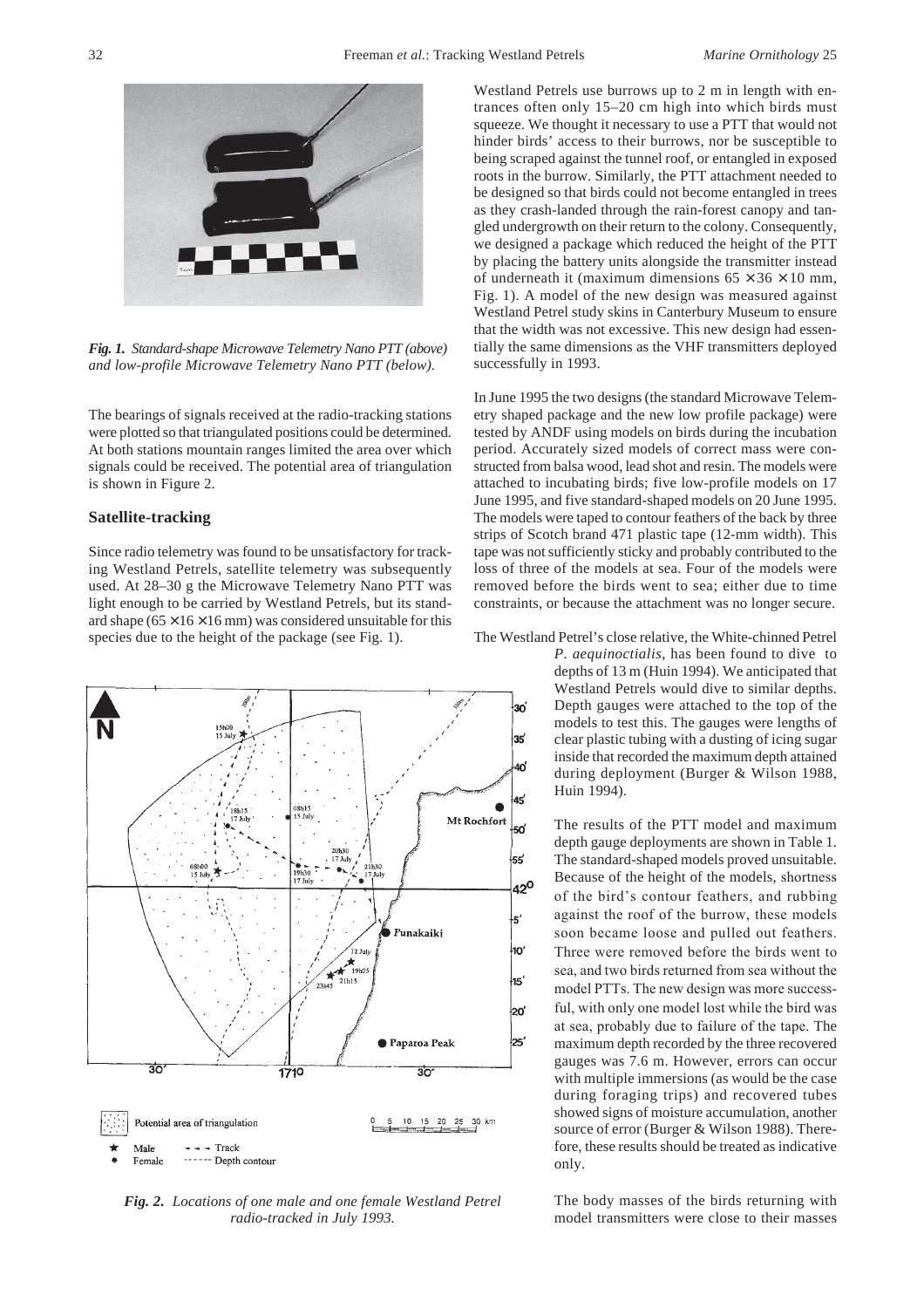*Fig. 1. Standard-shape Microwave Telemetry Nano PTT (above) and low-profile Microwave Telemetry Nano PTT (below).*

The bearings of signals received at the radio-tracking stations were plotted so that triangulated positions could be determined. At both stations mountain ranges limited the area over which signals could be received. The potential area of triangulation is shown in Figure 2.

## Satellite-tracking

Since radio telemetry was found to be unsatisfactory for tracking Westland Petrels, satellite telemetry was subsequently used. At 28–30 g the Microwave Telemetry Nano PTT was light enough to be carried by Westland Petrels, but its standard shape (65 × 16 × 16 mm) was considered unsuitable for this species due to the height of the package (see Fig. 1).

*Fig. 2. Locations of one male and one female Westland Petrel radio-tracked in July 1993.*

Westland Petrels use burrows up to 2 m in length with entrances often only 15–20 cm high into which birds must squeeze. We thought it necessary to use a PTT that would not hinder birds' access to their burrows, nor be susceptible to being scraped against the tunnel roof, or entangled in exposed roots in the burrow. Similarly, the PTT attachment needed to be designed so that birds could not become entangled in trees as they crash-landed through the rain-forest canopy and tangled undergrowth on their return to the colony. Consequently, we designed a package which reduced the height of the PTT by placing the battery units alongside the transmitter instead of underneath it (maximum dimensions 65 × 36 × 10 mm, Fig. 1). A model of the new design was measured against Westland Petrel study skins in Canterbury Museum to ensure that the width was not excessive. This new design had essentially the same dimensions as the VHF transmitters deployed successfully in 1993.

In June 1995 the two designs (the standard Microwave Telemetry shaped package and the new low profile package) were tested by ANDF using models on birds during the incubation period. Accurately sized models of correct mass were constructed from balsa wood, lead shot and resin. The models were attached to incubating birds; five low-profile models on 17 June 1995, and five standard-shaped models on 20 June 1995. The models were taped to contour feathers of the back by three strips of Scotch brand 471 plastic tape (12-mm width). This tape was not sufficiently sticky and probably contributed to the loss of three of the models at sea. Four of the models were removed before the birds went to sea; either due to time constraints, or because the attachment was no longer secure.

The Westland Petrel's close relative, the White-chinned Petrel *P. aequinoctialis*, has been found to dive to depths of 13 m (Huin 1994). We anticipated that Westland Petrels would dive to similar depths. Depth gauges were attached to the top of the models to test this. The gauges were lengths of clear plastic tubing with a dusting of icing sugar inside that recorded the maximum depth attained during deployment (Burger & Wilson 1988, Huin 1994).

The results of the PTT model and maximum depth gauge deployments are shown in Table 1. The standard-shaped models proved unsuitable. Because of the height of the models, shortness of the bird's contour feathers, and rubbing against the roof of the burrow, these models soon became loose and pulled out feathers. Three were removed before the birds went to sea, and two birds returned from sea without the model PTTs. The new design was more successful, with only one model lost while the bird was at sea, probably due to failure of the tape. The maximum depth recorded by the three recovered gauges was 7.6 m. However, errors can occur with multiple immersions (as would be the case during foraging trips) and recovered tubes showed signs of moisture accumulation, another source of error (Burger & Wilson 1988). Therefore, these results should be treated as indicative only.

The body masses of the birds returning with model transmitters were close to their masses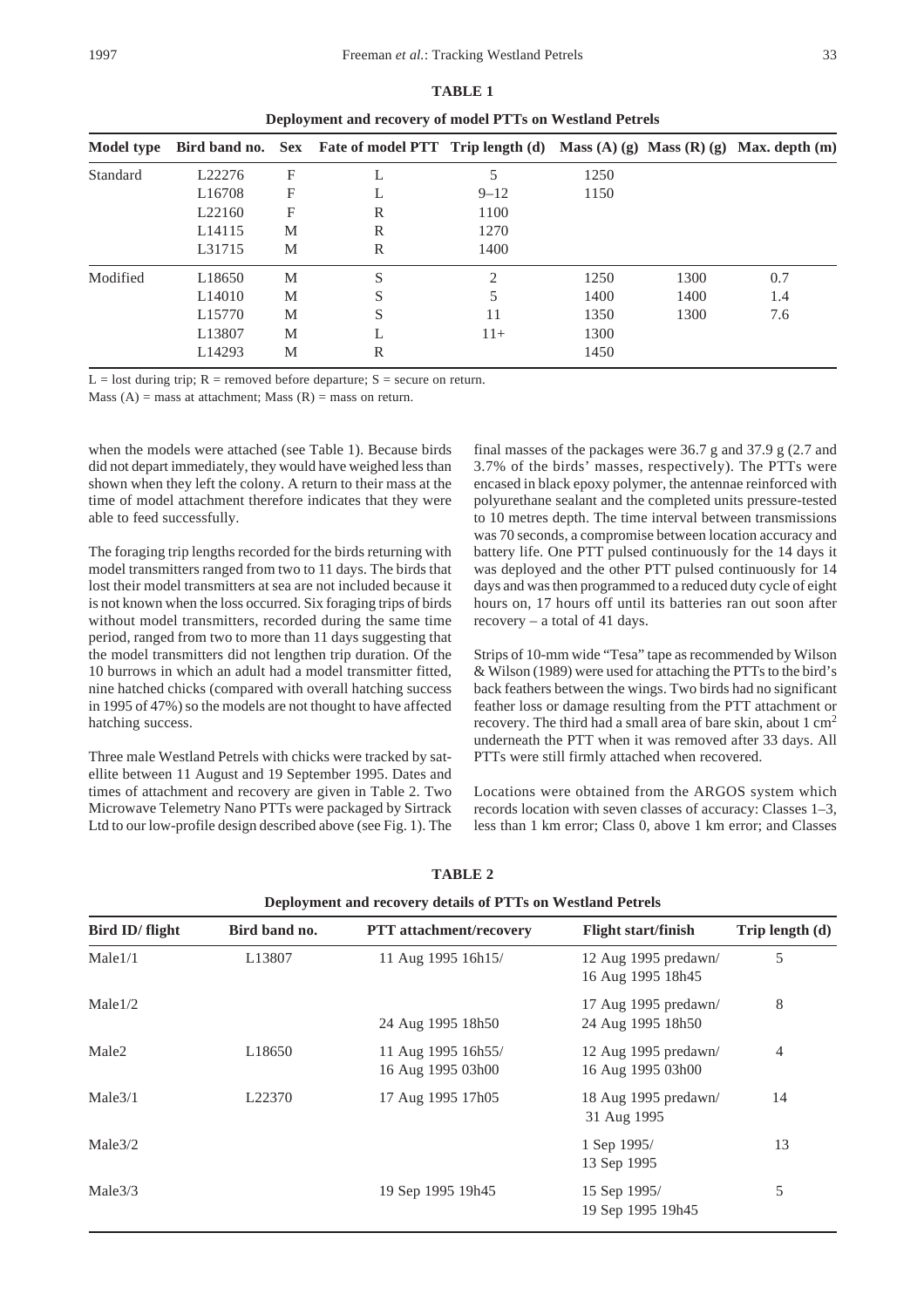**TABLE 1**

**Deployment and recovery of model PTTs on Westland Petrels**

| Model type | Bird band no. | Sex | Fate of model PTT | Trip length (d) | Mass (A) (g) | Mass (R) (g) | Max. depth (m) |
|---|---|---|---|---|---|---|---|
| Standard | L22276 | F | L | 5 | 1250 | | |
| | L16708 | F | L | 9–12 | 1150 | | |
| | L22160 | F | R | 1100 | | | |
| | L14115 | M | R | 1270 | | | |
| | L31715 | M | R | 1400 | | | |
| Modified | L18650 | M | S | 2 | 1250 | 1300 | 0.7 |
| | L14010 | M | S | 5 | 1400 | 1400 | 1.4 |
| | L15770 | M | S | 11 | 1350 | 1300 | 7.6 |
| | L13807 | M | L | 11+ | 1300 | | |
| | L14293 | M | R | | 1450 | | |

L = lost during trip; R = removed before departure; S = secure on return.

Mass (A) = mass at attachment; Mass (R) = mass on return.

when the models were attached (see Table 1). Because birds did not depart immediately, they would have weighed less than shown when they left the colony. A return to their mass at the time of model attachment therefore indicates that they were able to feed successfully.

The foraging trip lengths recorded for the birds returning with model transmitters ranged from two to 11 days. The birds that lost their model transmitters at sea are not included because it is not known when the loss occurred. Six foraging trips of birds without model transmitters, recorded during the same time period, ranged from two to more than 11 days suggesting that the model transmitters did not lengthen trip duration. Of the 10 burrows in which an adult had a model transmitter fitted, nine hatched chicks (compared with overall hatching success in 1995 of 47%) so the models are not thought to have affected hatching success.

Three male Westland Petrels with chicks were tracked by satellite between 11 August and 19 September 1995. Dates and times of attachment and recovery are given in Table 2. Two Microwave Telemetry Nano PTTs were packaged by Sirtrack Ltd to our low-profile design described above (see Fig. 1). The final masses of the packages were 36.7 g and 37.9 g (2.7 and 3.7% of the birds' masses, respectively). The PTTs were encased in black epoxy polymer, the antennae reinforced with polyurethane sealant and the completed units pressure-tested to 10 metres depth. The time interval between transmissions was 70 seconds, a compromise between location accuracy and battery life. One PTT pulsed continuously for the 14 days it was deployed and the other PTT pulsed continuously for 14 days and was then programmed to a reduced duty cycle of eight hours on, 17 hours off until its batteries ran out soon after recovery – a total of 41 days.

Strips of 10-mm wide "Tesa" tape as recommended by Wilson & Wilson (1989) were used for attaching the PTTs to the bird's back feathers between the wings. Two birds had no significant feather loss or damage resulting from the PTT attachment or recovery. The third had a small area of bare skin, about 1 cm$^2$ underneath the PTT when it was removed after 33 days. All PTTs were still firmly attached when recovered.

Locations were obtained from the ARGOS system which records location with seven classes of accuracy: Classes 1–3, less than 1 km error; Class 0, above 1 km error; and Classes

**TABLE 2**

**Deployment and recovery details of PTTs on Westland Petrels**

| Bird ID/ flight | Bird band no. | PTT attachment/recovery | Flight start/finish | Trip length (d) |
|---|---|---|---|---|
| Male1/1 | L13807 | 11 Aug 1995 16h15/ | 12 Aug 1995 predawn/ 16 Aug 1995 18h45 | 5 |
| Male1/2 | | 24 Aug 1995 18h50 | 17 Aug 1995 predawn/ 24 Aug 1995 18h50 | 8 |
| Male2 | L18650 | 11 Aug 1995 16h55/ 16 Aug 1995 03h00 | 12 Aug 1995 predawn/ 16 Aug 1995 03h00 | 4 |
| Male3/1 | L22370 | 17 Aug 1995 17h05 | 18 Aug 1995 predawn/ 31 Aug 1995 | 14 |
| Male3/2 | | | 1 Sep 1995/ 13 Sep 1995 | 13 |
| Male3/3 | | 19 Sep 1995 19h45 | 15 Sep 1995/ 19 Sep 1995 19h45 | 5 |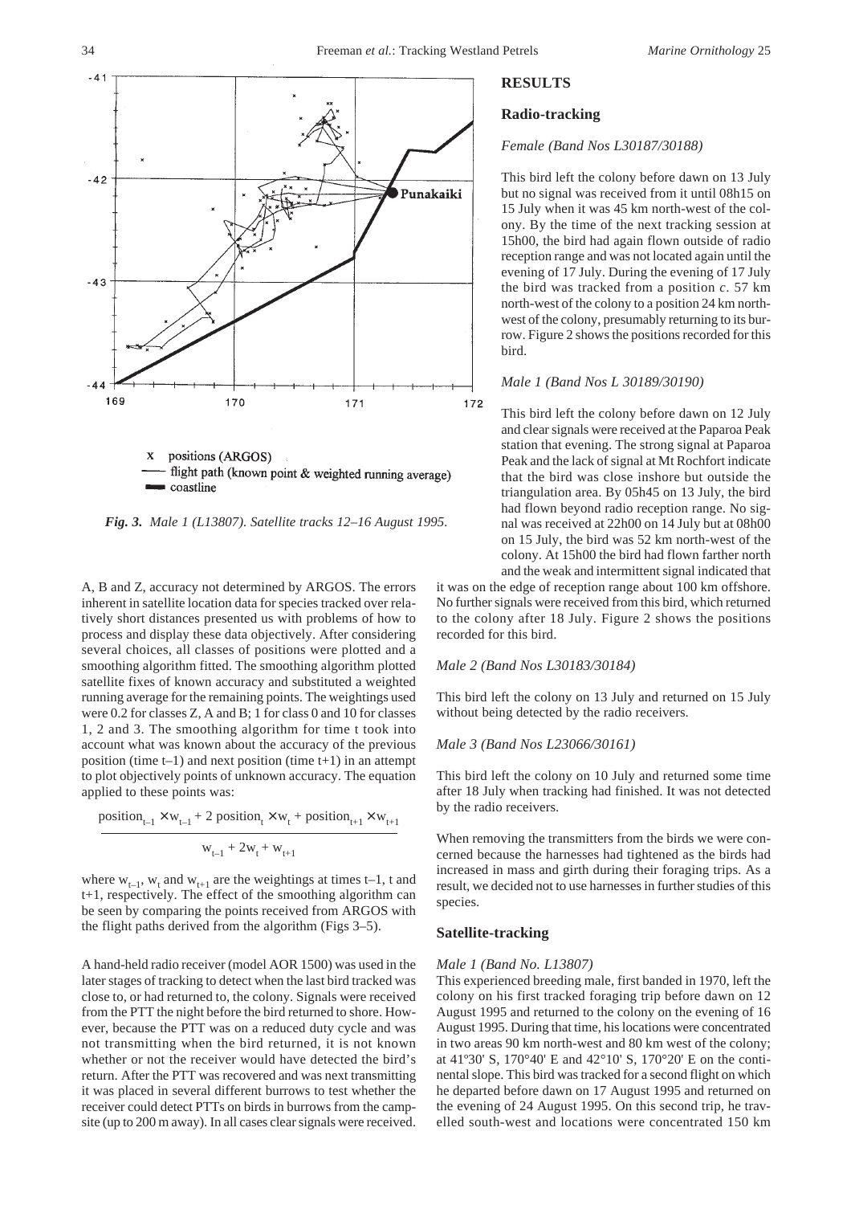*Fig. 3. Male 1 (L13807). Satellite tracks 12–16 August 1995.*

A, B and Z, accuracy not determined by ARGOS. The errors inherent in satellite location data for species tracked over relatively short distances presented us with problems of how to process and display these data objectively. After considering several choices, all classes of positions were plotted and a smoothing algorithm fitted. The smoothing algorithm plotted satellite fixes of known accuracy and substituted a weighted running average for the remaining points. The weightings used were 0.2 for classes Z, A and B; 1 for class 0 and 10 for classes 1, 2 and 3. The smoothing algorithm for time t took into account what was known about the accuracy of the previous position (time t–1) and next position (time t+1) in an attempt to plot objectively points of unknown accuracy. The equation applied to these points was:

$$\frac{\text{position}_{t-1} \times w_{t-1} + 2\ \text{position}_t \times w_t + \text{position}_{t+1} \times w_{t+1}}{w_{t-1} + 2w_t + w_{t+1}}$$

where $w_{t-1}$, $w_t$ and $w_{t+1}$ are the weightings at times t–1, t and t+1, respectively. The effect of the smoothing algorithm can be seen by comparing the points received from ARGOS with the flight paths derived from the algorithm (Figs 3–5).

A hand-held radio receiver (model AOR 1500) was used in the later stages of tracking to detect when the last bird tracked was close to, or had returned to, the colony. Signals were received from the PTT the night before the bird returned to shore. However, because the PTT was on a reduced duty cycle and was not transmitting when the bird returned, it is not known whether or not the receiver would have detected the bird's return. After the PTT was recovered and was next transmitting it was placed in several different burrows to test whether the receiver could detect PTTs on birds in burrows from the campsite (up to 200 m away). In all cases clear signals were received.

## RESULTS

### Radio-tracking

*Female (Band Nos L30187/30188)*

This bird left the colony before dawn on 13 July but no signal was received from it until 08h15 on 15 July when it was 45 km north-west of the colony. By the time of the next tracking session at 15h00, the bird had again flown outside of radio reception range and was not located again until the evening of 17 July. During the evening of 17 July the bird was tracked from a position *c*. 57 km north-west of the colony to a position 24 km north-west of the colony, presumably returning to its burrow. Figure 2 shows the positions recorded for this bird.

*Male 1 (Band Nos L 30189/30190)*

This bird left the colony before dawn on 12 July and clear signals were received at the Paparoa Peak station that evening. The strong signal at Paparoa Peak and the lack of signal at Mt Rochfort indicate that the bird was close inshore but outside the triangulation area. By 05h45 on 13 July, the bird had flown beyond radio reception range. No signal was received at 22h00 on 14 July but at 08h00 on 15 July, the bird was 52 km north-west of the colony. At 15h00 the bird had flown farther north and the weak and intermittent signal indicated that it was on the edge of reception range about 100 km offshore. No further signals were received from this bird, which returned to the colony after 18 July. Figure 2 shows the positions recorded for this bird.

*Male 2 (Band Nos L30183/30184)*

This bird left the colony on 13 July and returned on 15 July without being detected by the radio receivers.

*Male 3 (Band Nos L23066/30161)*

This bird left the colony on 10 July and returned some time after 18 July when tracking had finished. It was not detected by the radio receivers.

When removing the transmitters from the birds we were concerned because the harnesses had tightened as the birds had increased in mass and girth during their foraging trips. As a result, we decided not to use harnesses in further studies of this species.

### Satellite-tracking

*Male 1 (Band No. L13807)*

This experienced breeding male, first banded in 1970, left the colony on his first tracked foraging trip before dawn on 12 August 1995 and returned to the colony on the evening of 16 August 1995. During that time, his locations were concentrated in two areas 90 km north-west and 80 km west of the colony; at 41°30' S, 170°40' E and 42°10' S, 170°20' E on the continental slope. This bird was tracked for a second flight on which he departed before dawn on 17 August 1995 and returned on the evening of 24 August 1995. On this second trip, he travelled south-west and locations were concentrated 150 km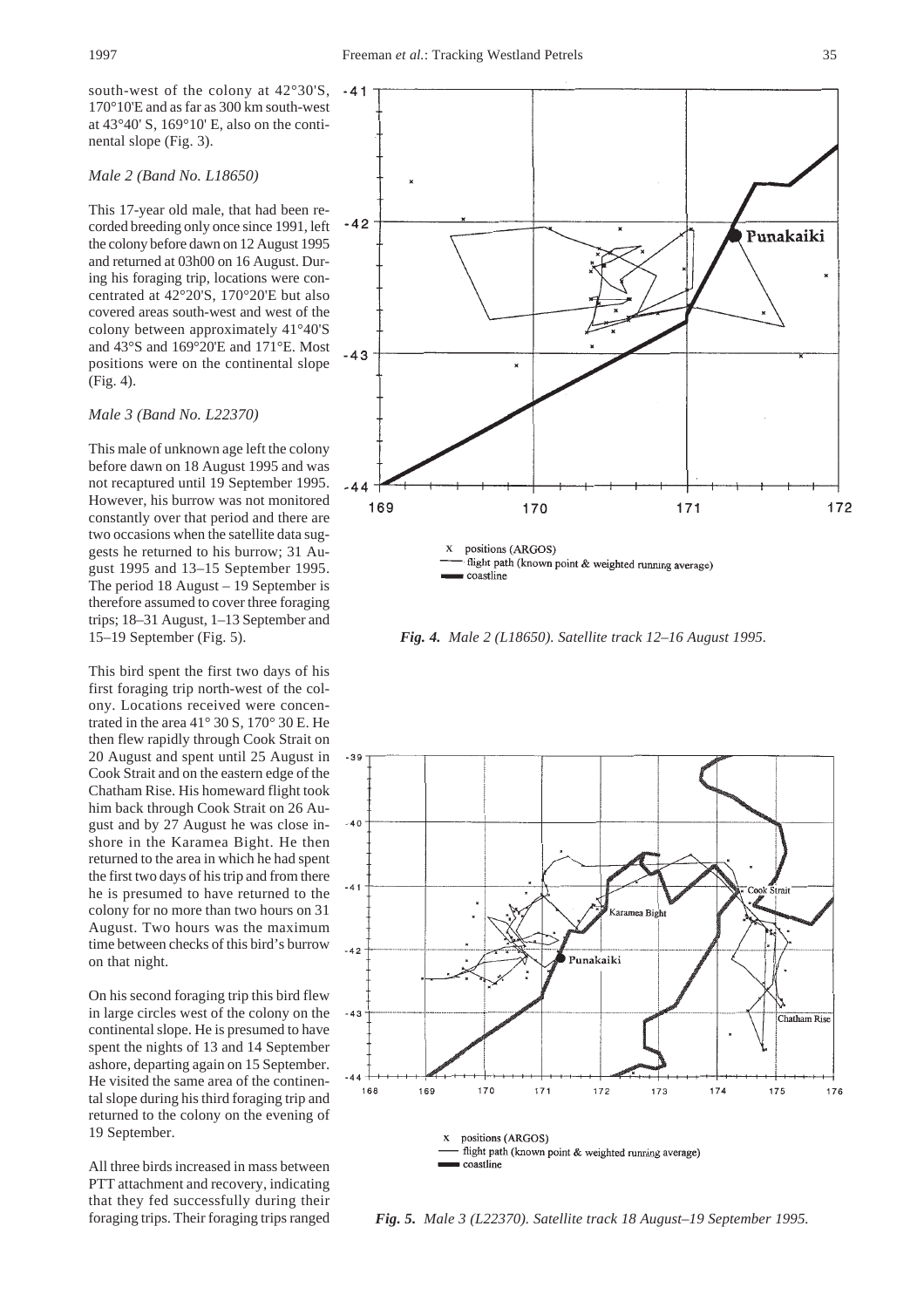south-west of the colony at 42°30'S, 170°10'E and as far as 300 km south-west at 43°40' S, 169°10' E, also on the continental slope (Fig. 3).

### *Male 2 (Band No. L18650)*

This 17-year old male, that had been recorded breeding only once since 1991, left the colony before dawn on 12 August 1995 and returned at 03h00 on 16 August. During his foraging trip, locations were concentrated at 42°20'S, 170°20'E but also covered areas south-west and west of the colony between approximately 41°40'S and 43°S and 169°20'E and 171°E. Most positions were on the continental slope (Fig. 4).

### *Male 3 (Band No. L22370)*

This male of unknown age left the colony before dawn on 18 August 1995 and was not recaptured until 19 September 1995. However, his burrow was not monitored constantly over that period and there are two occasions when the satellite data suggests he returned to his burrow; 31 August 1995 and 13–15 September 1995. The period 18 August – 19 September is therefore assumed to cover three foraging trips; 18–31 August, 1–13 September and 15–19 September (Fig. 5).

This bird spent the first two days of his first foraging trip north-west of the colony. Locations received were concentrated in the area 41° 30 S, 170° 30 E. He then flew rapidly through Cook Strait on 20 August and spent until 25 August in Cook Strait and on the eastern edge of the Chatham Rise. His homeward flight took him back through Cook Strait on 26 August and by 27 August he was close inshore in the Karamea Bight. He then returned to the area in which he had spent the first two days of his trip and from there he is presumed to have returned to the colony for no more than two hours on 31 August. Two hours was the maximum time between checks of this bird's burrow on that night.

On his second foraging trip this bird flew in large circles west of the colony on the continental slope. He is presumed to have spent the nights of 13 and 14 September ashore, departing again on 15 September. He visited the same area of the continental slope during his third foraging trip and returned to the colony on the evening of 19 September.

All three birds increased in mass between PTT attachment and recovery, indicating that they fed successfully during their foraging trips. Their foraging trips ranged

x positions (ARGOS)
— flight path (known point & weighted running average)
▬ coastline

*Fig. 4. Male 2 (L18650). Satellite track 12–16 August 1995.*

x positions (ARGOS)
— flight path (known point & weighted running average)
▬ coastline

*Fig. 5. Male 3 (L22370). Satellite track 18 August–19 September 1995.*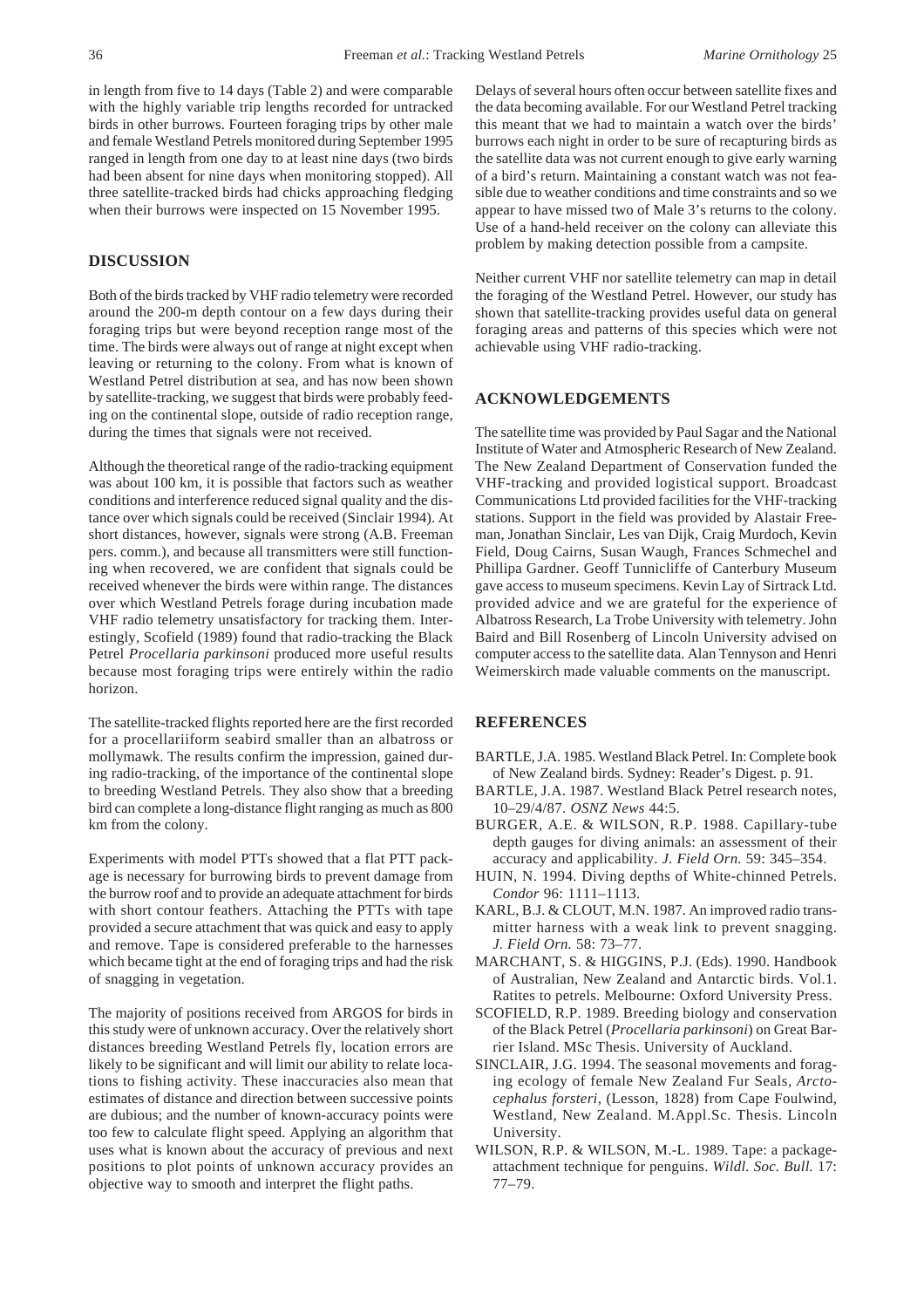in length from five to 14 days (Table 2) and were comparable with the highly variable trip lengths recorded for untracked birds in other burrows. Fourteen foraging trips by other male and female Westland Petrels monitored during September 1995 ranged in length from one day to at least nine days (two birds had been absent for nine days when monitoring stopped). All three satellite-tracked birds had chicks approaching fledging when their burrows were inspected on 15 November 1995.

## DISCUSSION

Both of the birds tracked by VHF radio telemetry were recorded around the 200-m depth contour on a few days during their foraging trips but were beyond reception range most of the time. The birds were always out of range at night except when leaving or returning to the colony. From what is known of Westland Petrel distribution at sea, and has now been shown by satellite-tracking, we suggest that birds were probably feeding on the continental slope, outside of radio reception range, during the times that signals were not received.

Although the theoretical range of the radio-tracking equipment was about 100 km, it is possible that factors such as weather conditions and interference reduced signal quality and the distance over which signals could be received (Sinclair 1994). At short distances, however, signals were strong (A.B. Freeman pers. comm.), and because all transmitters were still functioning when recovered, we are confident that signals could be received whenever the birds were within range. The distances over which Westland Petrels forage during incubation made VHF radio telemetry unsatisfactory for tracking them. Interestingly, Scofield (1989) found that radio-tracking the Black Petrel *Procellaria parkinsoni* produced more useful results because most foraging trips were entirely within the radio horizon.

The satellite-tracked flights reported here are the first recorded for a procellariiform seabird smaller than an albatross or mollymawk. The results confirm the impression, gained during radio-tracking, of the importance of the continental slope to breeding Westland Petrels. They also show that a breeding bird can complete a long-distance flight ranging as much as 800 km from the colony.

Experiments with model PTTs showed that a flat PTT package is necessary for burrowing birds to prevent damage from the burrow roof and to provide an adequate attachment for birds with short contour feathers. Attaching the PTTs with tape provided a secure attachment that was quick and easy to apply and remove. Tape is considered preferable to the harnesses which became tight at the end of foraging trips and had the risk of snagging in vegetation.

The majority of positions received from ARGOS for birds in this study were of unknown accuracy. Over the relatively short distances breeding Westland Petrels fly, location errors are likely to be significant and will limit our ability to relate locations to fishing activity. These inaccuracies also mean that estimates of distance and direction between successive points are dubious; and the number of known-accuracy points were too few to calculate flight speed. Applying an algorithm that uses what is known about the accuracy of previous and next positions to plot points of unknown accuracy provides an objective way to smooth and interpret the flight paths.

Delays of several hours often occur between satellite fixes and the data becoming available. For our Westland Petrel tracking this meant that we had to maintain a watch over the birds' burrows each night in order to be sure of recapturing birds as the satellite data was not current enough to give early warning of a bird's return. Maintaining a constant watch was not feasible due to weather conditions and time constraints and so we appear to have missed two of Male 3's returns to the colony. Use of a hand-held receiver on the colony can alleviate this problem by making detection possible from a campsite.

Neither current VHF nor satellite telemetry can map in detail the foraging of the Westland Petrel. However, our study has shown that satellite-tracking provides useful data on general foraging areas and patterns of this species which were not achievable using VHF radio-tracking.

## ACKNOWLEDGEMENTS

The satellite time was provided by Paul Sagar and the National Institute of Water and Atmospheric Research of New Zealand. The New Zealand Department of Conservation funded the VHF-tracking and provided logistical support. Broadcast Communications Ltd provided facilities for the VHF-tracking stations. Support in the field was provided by Alastair Freeman, Jonathan Sinclair, Les van Dijk, Craig Murdoch, Kevin Field, Doug Cairns, Susan Waugh, Frances Schmechel and Phillipa Gardner. Geoff Tunnicliffe of Canterbury Museum gave access to museum specimens. Kevin Lay of Sirtrack Ltd. provided advice and we are grateful for the experience of Albatross Research, La Trobe University with telemetry. John Baird and Bill Rosenberg of Lincoln University advised on computer access to the satellite data. Alan Tennyson and Henri Weimerskirch made valuable comments on the manuscript.

## REFERENCES

BARTLE, J.A. 1985. Westland Black Petrel. In: Complete book of New Zealand birds. Sydney: Reader's Digest. p. 91.

BARTLE, J.A. 1987. Westland Black Petrel research notes, 10–29/4/87. *OSNZ News* 44:5.

BURGER, A.E. & WILSON, R.P. 1988. Capillary-tube depth gauges for diving animals: an assessment of their accuracy and applicability. *J. Field Orn.* 59: 345–354.

HUIN, N. 1994. Diving depths of White-chinned Petrels. *Condor* 96: 1111–1113.

KARL, B.J. & CLOUT, M.N. 1987. An improved radio transmitter harness with a weak link to prevent snagging. *J. Field Orn.* 58: 73–77.

MARCHANT, S. & HIGGINS, P.J. (Eds). 1990. Handbook of Australian, New Zealand and Antarctic birds. Vol.1. Ratites to petrels. Melbourne: Oxford University Press.

SCOFIELD, R.P. 1989. Breeding biology and conservation of the Black Petrel (*Procellaria parkinsoni*) on Great Barrier Island. MSc Thesis. University of Auckland.

SINCLAIR, J.G. 1994. The seasonal movements and foraging ecology of female New Zealand Fur Seals, *Arctocephalus forsteri*, (Lesson, 1828) from Cape Foulwind, Westland, New Zealand. M.Appl.Sc. Thesis. Lincoln University.

WILSON, R.P. & WILSON, M.-L. 1989. Tape: a package-attachment technique for penguins. *Wildl. Soc. Bull.* 17: 77–79.